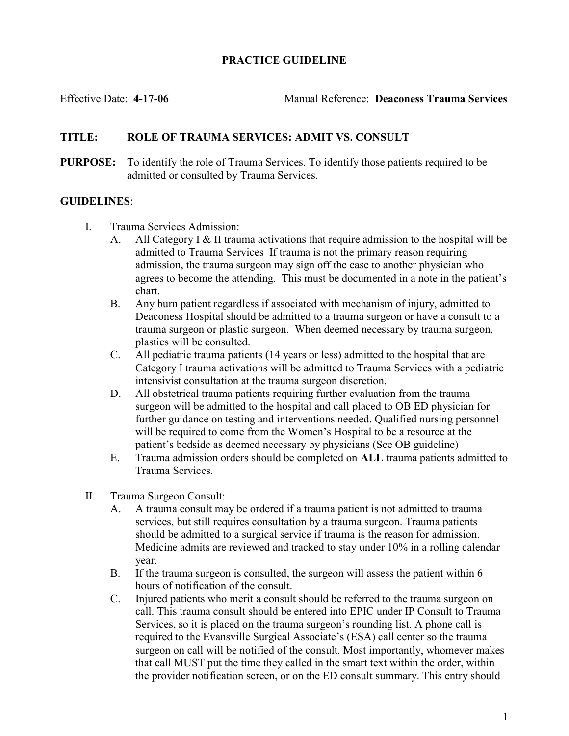# PRACTICE GUIDELINE

Effective Date: **4-17-06** Manual Reference: **Deaconess Trauma Services**

**TITLE: ROLE OF TRAUMA SERVICES: ADMIT VS. CONSULT**

**PURPOSE:** To identify the role of Trauma Services. To identify those patients required to be admitted or consulted by Trauma Services.

**GUIDELINES**:

I. Trauma Services Admission:
   A. All Category I & II trauma activations that require admission to the hospital will be admitted to Trauma Services If trauma is not the primary reason requiring admission, the trauma surgeon may sign off the case to another physician who agrees to become the attending. This must be documented in a note in the patient's chart.
   B. Any burn patient regardless if associated with mechanism of injury, admitted to Deaconess Hospital should be admitted to a trauma surgeon or have a consult to a trauma surgeon or plastic surgeon. When deemed necessary by trauma surgeon, plastics will be consulted.
   C. All pediatric trauma patients (14 years or less) admitted to the hospital that are Category I trauma activations will be admitted to Trauma Services with a pediatric intensivist consultation at the trauma surgeon discretion.
   D. All obstetrical trauma patients requiring further evaluation from the trauma surgeon will be admitted to the hospital and call placed to OB ED physician for further guidance on testing and interventions needed. Qualified nursing personnel will be required to come from the Women's Hospital to be a resource at the patient's bedside as deemed necessary by physicians (See OB guideline)
   E. Trauma admission orders should be completed on **ALL** trauma patients admitted to Trauma Services.

II. Trauma Surgeon Consult:
   A. A trauma consult may be ordered if a trauma patient is not admitted to trauma services, but still requires consultation by a trauma surgeon. Trauma patients should be admitted to a surgical service if trauma is the reason for admission. Medicine admits are reviewed and tracked to stay under 10% in a rolling calendar year.
   B. If the trauma surgeon is consulted, the surgeon will assess the patient within 6 hours of notification of the consult.
   C. Injured patients who merit a consult should be referred to the trauma surgeon on call. This trauma consult should be entered into EPIC under IP Consult to Trauma Services, so it is placed on the trauma surgeon's rounding list. A phone call is required to the Evansville Surgical Associate's (ESA) call center so the trauma surgeon on call will be notified of the consult. Most importantly, whomever makes that call MUST put the time they called in the smart text within the order, within the provider notification screen, or on the ED consult summary. This entry should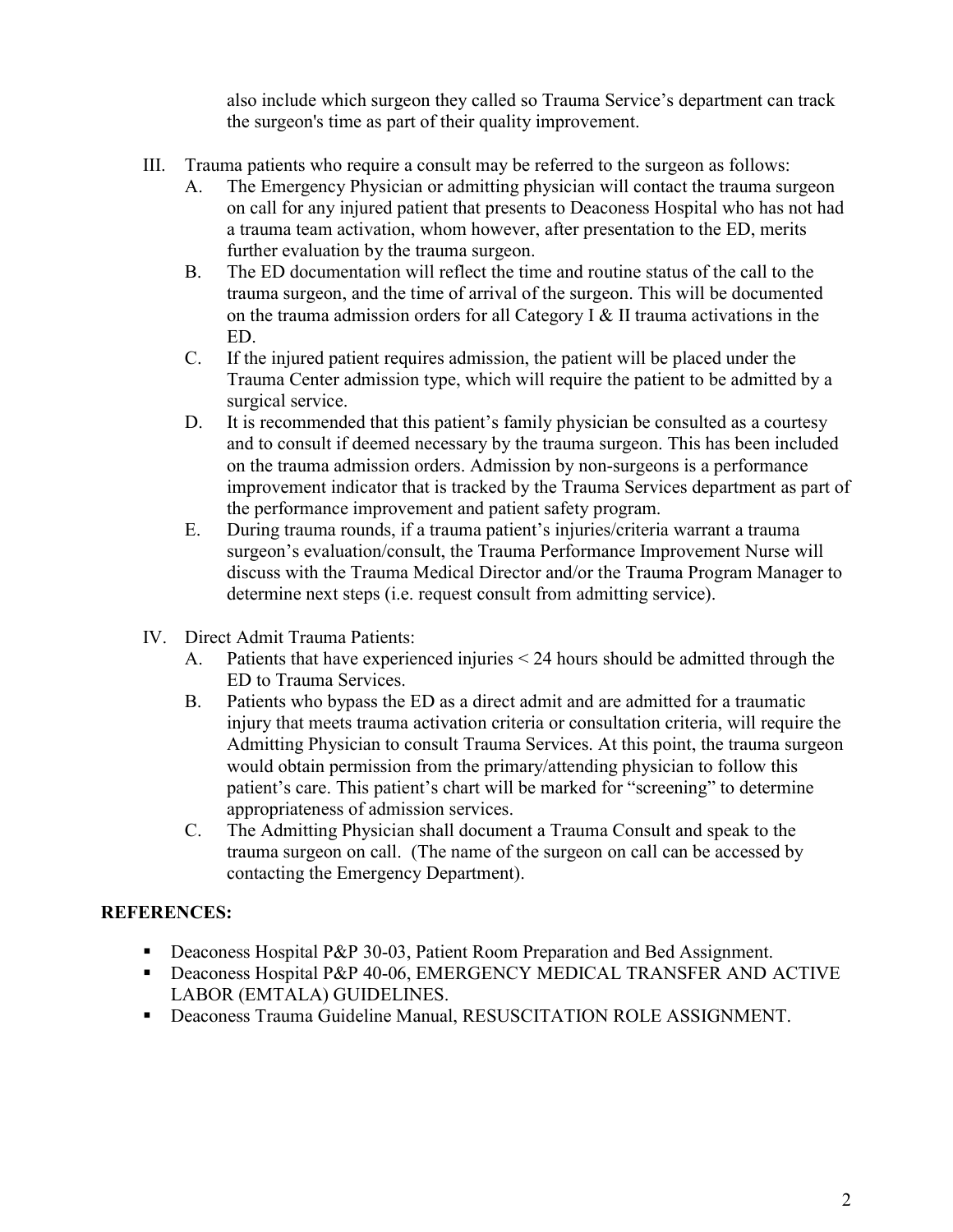also include which surgeon they called so Trauma Service's department can track the surgeon's time as part of their quality improvement.

III. Trauma patients who require a consult may be referred to the surgeon as follows:
   A. The Emergency Physician or admitting physician will contact the trauma surgeon on call for any injured patient that presents to Deaconess Hospital who has not had a trauma team activation, whom however, after presentation to the ED, merits further evaluation by the trauma surgeon.
   B. The ED documentation will reflect the time and routine status of the call to the trauma surgeon, and the time of arrival of the surgeon. This will be documented on the trauma admission orders for all Category I & II trauma activations in the ED.
   C. If the injured patient requires admission, the patient will be placed under the Trauma Center admission type, which will require the patient to be admitted by a surgical service.
   D. It is recommended that this patient's family physician be consulted as a courtesy and to consult if deemed necessary by the trauma surgeon. This has been included on the trauma admission orders. Admission by non-surgeons is a performance improvement indicator that is tracked by the Trauma Services department as part of the performance improvement and patient safety program.
   E. During trauma rounds, if a trauma patient's injuries/criteria warrant a trauma surgeon's evaluation/consult, the Trauma Performance Improvement Nurse will discuss with the Trauma Medical Director and/or the Trauma Program Manager to determine next steps (i.e. request consult from admitting service).

IV. Direct Admit Trauma Patients:
   A. Patients that have experienced injuries < 24 hours should be admitted through the ED to Trauma Services.
   B. Patients who bypass the ED as a direct admit and are admitted for a traumatic injury that meets trauma activation criteria or consultation criteria, will require the Admitting Physician to consult Trauma Services. At this point, the trauma surgeon would obtain permission from the primary/attending physician to follow this patient's care. This patient's chart will be marked for "screening" to determine appropriateness of admission services.
   C. The Admitting Physician shall document a Trauma Consult and speak to the trauma surgeon on call. (The name of the surgeon on call can be accessed by contacting the Emergency Department).

**REFERENCES:**

- Deaconess Hospital P&P 30-03, Patient Room Preparation and Bed Assignment.
- Deaconess Hospital P&P 40-06, EMERGENCY MEDICAL TRANSFER AND ACTIVE LABOR (EMTALA) GUIDELINES.
- Deaconess Trauma Guideline Manual, RESUSCITATION ROLE ASSIGNMENT.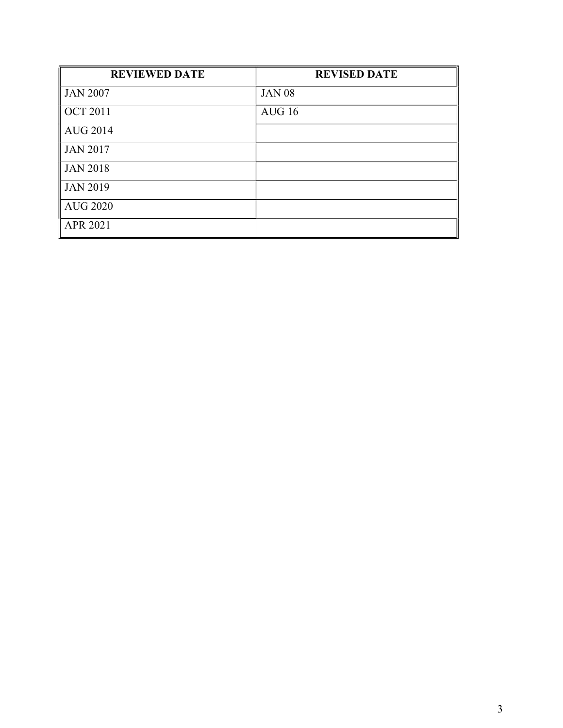| REVIEWED DATE | REVISED DATE |
| --- | --- |
| JAN 2007 | JAN 08 |
| OCT 2011 | AUG 16 |
| AUG 2014 | |
| JAN 2017 | |
| JAN 2018 | |
| JAN 2019 | |
| AUG 2020 | |
| APR 2021 | |